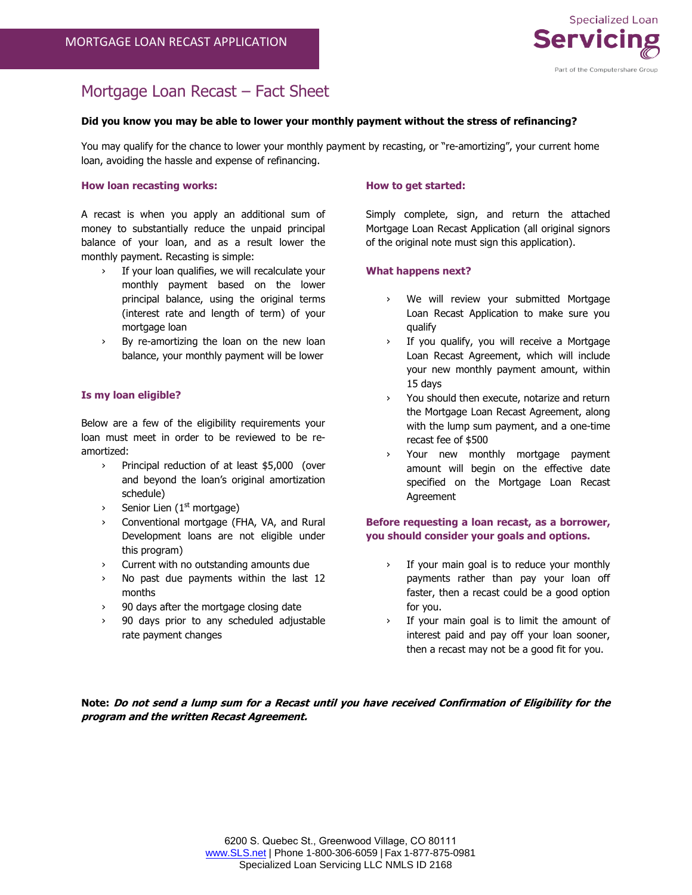MORTGAGE LOAN RECAST APPLICATION

Specialized Loan Servicing
Part of the Computershare Group

# Mortgage Loan Recast – Fact Sheet

**Did you know you may be able to lower your monthly payment without the stress of refinancing?**

You may qualify for the chance to lower your monthly payment by recasting, or "re-amortizing", your current home loan, avoiding the hassle and expense of refinancing.

### How loan recasting works:

A recast is when you apply an additional sum of money to substantially reduce the unpaid principal balance of your loan, and as a result lower the monthly payment. Recasting is simple:

- If your loan qualifies, we will recalculate your monthly payment based on the lower principal balance, using the original terms (interest rate and length of term) of your mortgage loan
- By re-amortizing the loan on the new loan balance, your monthly payment will be lower

### Is my loan eligible?

Below are a few of the eligibility requirements your loan must meet in order to be reviewed to be re-amortized:

- Principal reduction of at least $5,000 (over and beyond the loan's original amortization schedule)
- Senior Lien (1st mortgage)
- Conventional mortgage (FHA, VA, and Rural Development loans are not eligible under this program)
- Current with no outstanding amounts due
- No past due payments within the last 12 months
- 90 days after the mortgage closing date
- 90 days prior to any scheduled adjustable rate payment changes

### How to get started:

Simply complete, sign, and return the attached Mortgage Loan Recast Application (all original signors of the original note must sign this application).

### What happens next?

- We will review your submitted Mortgage Loan Recast Application to make sure you qualify
- If you qualify, you will receive a Mortgage Loan Recast Agreement, which will include your new monthly payment amount, within 15 days
- You should then execute, notarize and return the Mortgage Loan Recast Agreement, along with the lump sum payment, and a one-time recast fee of $500
- Your new monthly mortgage payment amount will begin on the effective date specified on the Mortgage Loan Recast Agreement

### Before requesting a loan recast, as a borrower, you should consider your goals and options.

- If your main goal is to reduce your monthly payments rather than pay your loan off faster, then a recast could be a good option for you.
- If your main goal is to limit the amount of interest paid and pay off your loan sooner, then a recast may not be a good fit for you.

**Note:** ***Do not send a lump sum for a Recast until you have received Confirmation of Eligibility for the program and the written Recast Agreement.***

6200 S. Quebec St., Greenwood Village, CO 80111
www.SLS.net | Phone 1-800-306-6059 | Fax 1-877-875-0981
Specialized Loan Servicing LLC NMLS ID 2168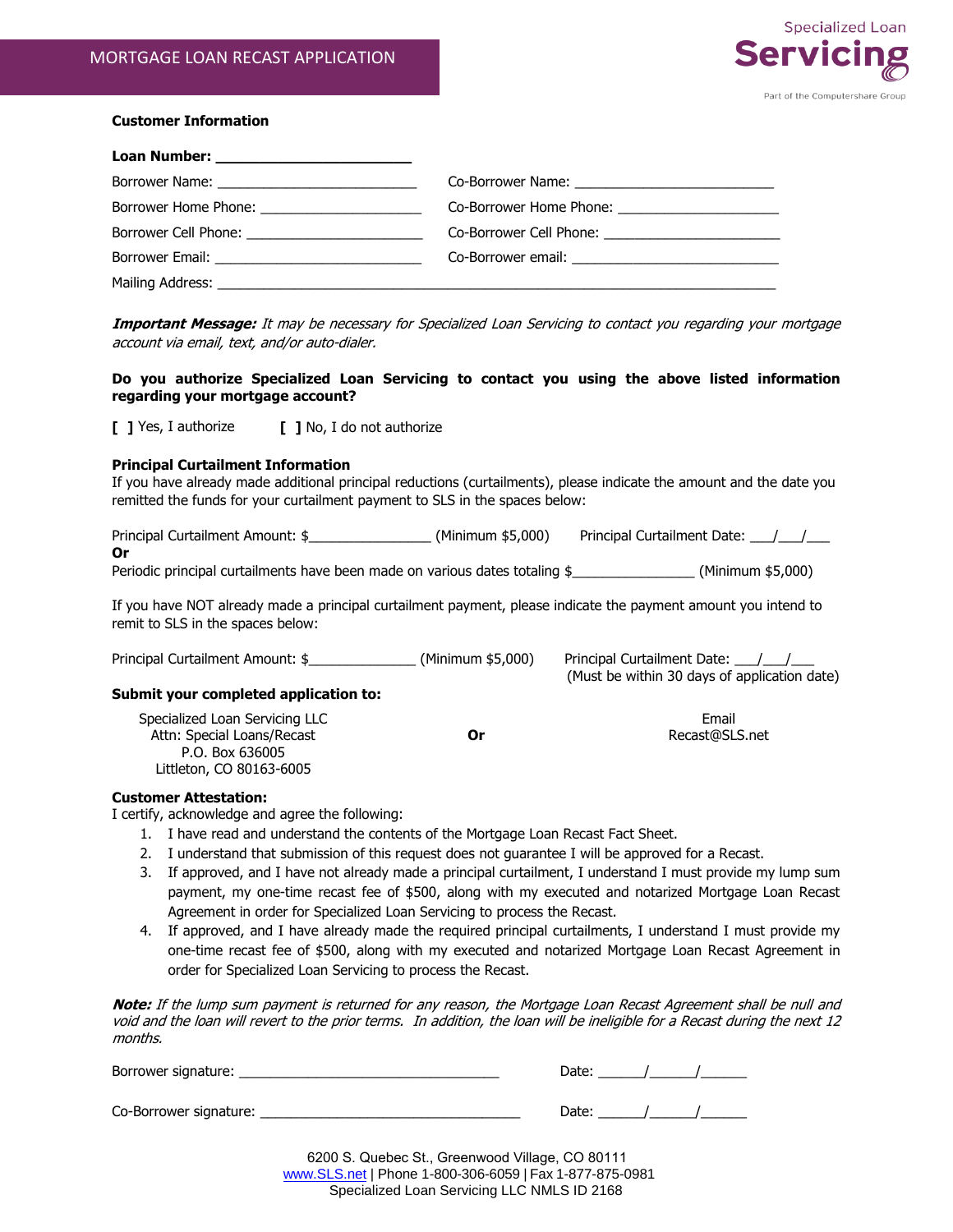# MORTGAGE LOAN RECAST APPLICATION

Specialized Loan Servicing
Part of the Computershare Group

**Customer Information**

**Loan Number: ________________________**

Borrower Name: __________________________ Co-Borrower Name: __________________________

Borrower Home Phone: _____________________ Co-Borrower Home Phone: _____________________

Borrower Cell Phone: ______________________ Co-Borrower Cell Phone: ______________________

Borrower Email: ___________________________ Co-Borrower email: ___________________________

Mailing Address: ______________________________________________________________________

***Important Message:*** *It may be necessary for Specialized Loan Servicing to contact you regarding your mortgage account via email, text, and/or auto-dialer.*

**Do you authorize Specialized Loan Servicing to contact you using the above listed information regarding your mortgage account?**

**[ ]** Yes, I authorize **[ ]** No, I do not authorize

**Principal Curtailment Information**

If you have already made additional principal reductions (curtailments), please indicate the amount and the date you remitted the funds for your curtailment payment to SLS in the spaces below:

Principal Curtailment Amount: $________________ (Minimum $5,000) Principal Curtailment Date: ___/___/___

**Or**

Periodic principal curtailments have been made on various dates totaling $________________ (Minimum $5,000)

If you have NOT already made a principal curtailment payment, please indicate the payment amount you intend to remit to SLS in the spaces below:

Principal Curtailment Amount: $______________ (Minimum $5,000) Principal Curtailment Date: ___/___/___ (Must be within 30 days of application date)

**Submit your completed application to:**

Specialized Loan Servicing LLC
Attn: Special Loans/Recast
P.O. Box 636005
Littleton, CO 80163-6005

**Or**

Email
Recast@SLS.net

**Customer Attestation:**

I certify, acknowledge and agree the following:

1. I have read and understand the contents of the Mortgage Loan Recast Fact Sheet.
2. I understand that submission of this request does not guarantee I will be approved for a Recast.
3. If approved, and I have not already made a principal curtailment, I understand I must provide my lump sum payment, my one-time recast fee of $500, along with my executed and notarized Mortgage Loan Recast Agreement in order for Specialized Loan Servicing to process the Recast.
4. If approved, and I have already made the required principal curtailments, I understand I must provide my one-time recast fee of $500, along with my executed and notarized Mortgage Loan Recast Agreement in order for Specialized Loan Servicing to process the Recast.

***Note:*** *If the lump sum payment is returned for any reason, the Mortgage Loan Recast Agreement shall be null and void and the loan will revert to the prior terms. In addition, the loan will be ineligible for a Recast during the next 12 months.*

Borrower signature: __________________________________ Date: ______/______/______

Co-Borrower signature: __________________________________ Date: ______/______/______

6200 S. Quebec St., Greenwood Village, CO 80111
www.SLS.net | Phone 1-800-306-6059 | Fax 1-877-875-0981
Specialized Loan Servicing LLC NMLS ID 2168